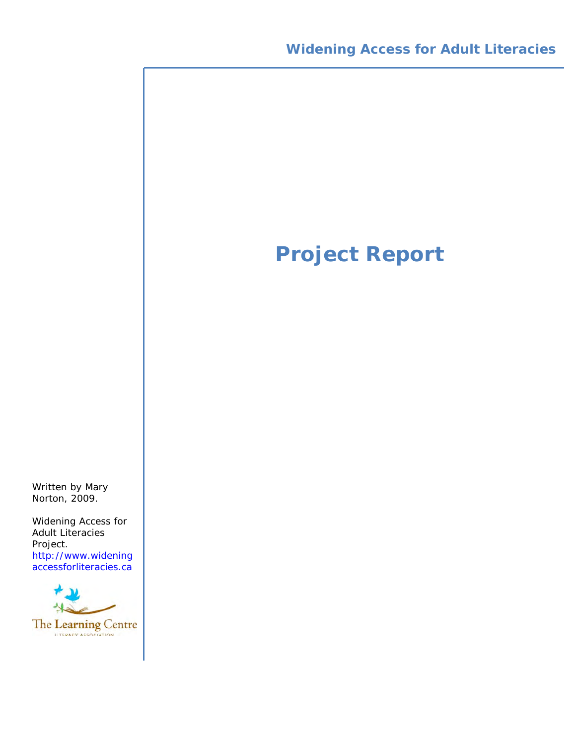# Widening Access for Adult Literacies

# Project Report

Written by Mary Norton, 2009.

Widening Access for Adult Literacies Project.
http://www.wideningaccessforliteracies.ca

The Learning Centre
LITERACY ASSOCIATION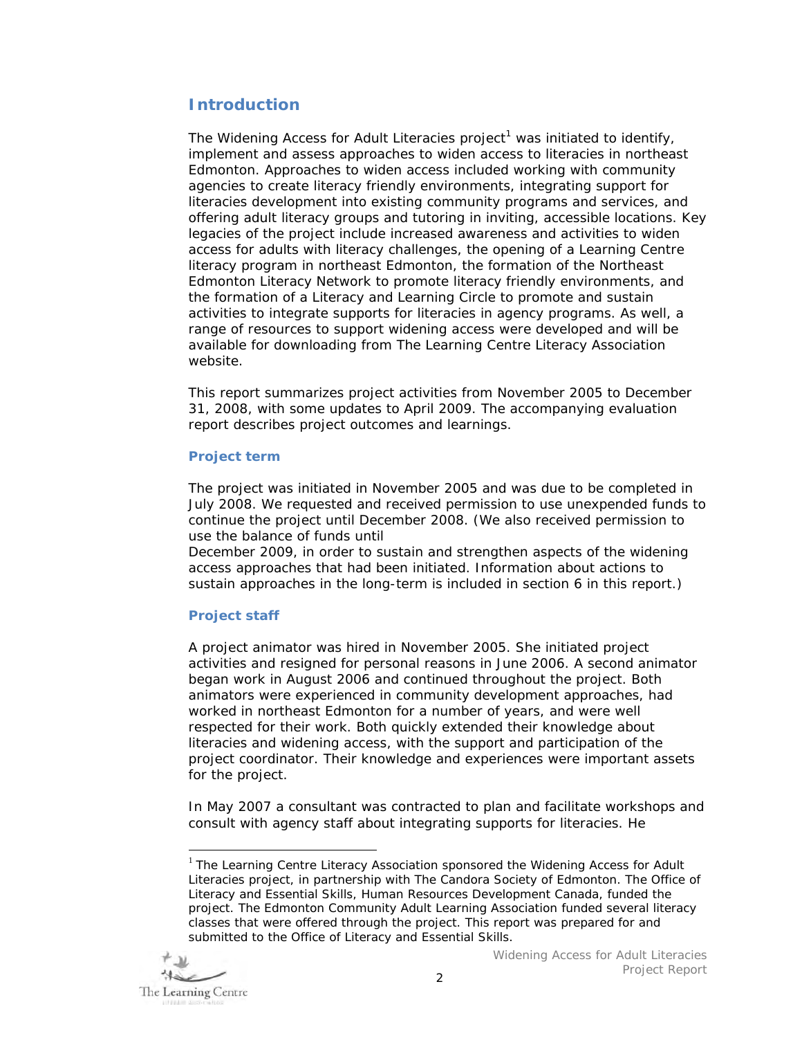## Introduction

The Widening Access for Adult Literacies project[1] was initiated to identify, implement and assess approaches to widen access to literacies in northeast Edmonton. Approaches to widen access included working with community agencies to create literacy friendly environments, integrating support for literacies development into existing community programs and services, and offering adult literacy groups and tutoring in inviting, accessible locations. Key legacies of the project include increased awareness and activities to widen access for adults with literacy challenges, the opening of a Learning Centre literacy program in northeast Edmonton, the formation of the Northeast Edmonton Literacy Network to promote literacy friendly environments, and the formation of a Literacy and Learning Circle to promote and sustain activities to integrate supports for literacies in agency programs. As well, a range of resources to support widening access were developed and will be available for downloading from The Learning Centre Literacy Association website.

This report summarizes project activities from November 2005 to December 31, 2008, with some updates to April 2009. The accompanying evaluation report describes project outcomes and learnings.

### Project term

The project was initiated in November 2005 and was due to be completed in July 2008. We requested and received permission to use unexpended funds to continue the project until December 2008. (We also received permission to use the balance of funds until December 2009, in order to sustain and strengthen aspects of the widening access approaches that had been initiated. Information about actions to sustain approaches in the long-term is included in section 6 in this report.)

### Project staff

A project animator was hired in November 2005. She initiated project activities and resigned for personal reasons in June 2006. A second animator began work in August 2006 and continued throughout the project. Both animators were experienced in community development approaches, had worked in northeast Edmonton for a number of years, and were well respected for their work. Both quickly extended their knowledge about literacies and widening access, with the support and participation of the project coordinator. Their knowledge and experiences were important assets for the project.

In May 2007 a consultant was contracted to plan and facilitate workshops and consult with agency staff about integrating supports for literacies. He

---

[1] The Learning Centre Literacy Association sponsored the Widening Access for Adult Literacies project, in partnership with The Candora Society of Edmonton. The Office of Literacy and Essential Skills, Human Resources Development Canada, funded the project. The Edmonton Community Adult Learning Association funded several literacy classes that were offered through the project. This report was prepared for and submitted to the Office of Literacy and Essential Skills.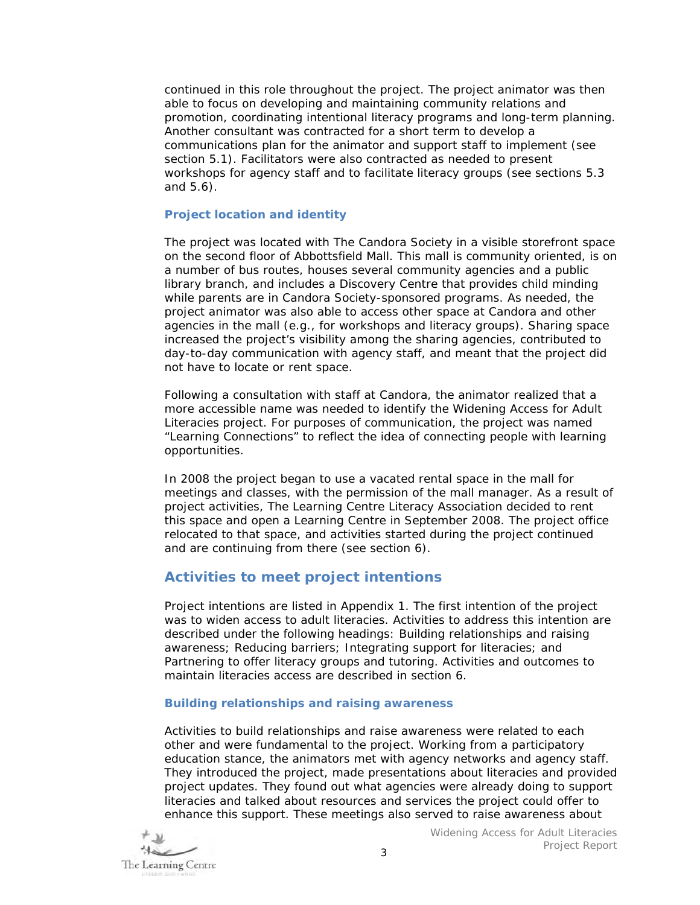continued in this role throughout the project. The project animator was then able to focus on developing and maintaining community relations and promotion, coordinating intentional literacy programs and long-term planning. Another consultant was contracted for a short term to develop a communications plan for the animator and support staff to implement (see section 5.1). Facilitators were also contracted as needed to present workshops for agency staff and to facilitate literacy groups (see sections 5.3 and 5.6).

### Project location and identity

The project was located with The Candora Society in a visible storefront space on the second floor of Abbottsfield Mall. This mall is community oriented, is on a number of bus routes, houses several community agencies and a public library branch, and includes a Discovery Centre that provides child minding while parents are in Candora Society-sponsored programs. As needed, the project animator was also able to access other space at Candora and other agencies in the mall (e.g., for workshops and literacy groups). Sharing space increased the project's visibility among the sharing agencies, contributed to day-to-day communication with agency staff, and meant that the project did not have to locate or rent space.

Following a consultation with staff at Candora, the animator realized that a more accessible name was needed to identify the Widening Access for Adult Literacies project. For purposes of communication, the project was named "Learning Connections" to reflect the idea of connecting people with learning opportunities.

In 2008 the project began to use a vacated rental space in the mall for meetings and classes, with the permission of the mall manager. As a result of project activities, The Learning Centre Literacy Association decided to rent this space and open a Learning Centre in September 2008. The project office relocated to that space, and activities started during the project continued and are continuing from there (see section 6).

## Activities to meet project intentions

Project intentions are listed in Appendix 1. The first intention of the project was to widen access to adult literacies. Activities to address this intention are described under the following headings: Building relationships and raising awareness; Reducing barriers; Integrating support for literacies; and Partnering to offer literacy groups and tutoring. Activities and outcomes to maintain literacies access are described in section 6.

### Building relationships and raising awareness

Activities to build relationships and raise awareness were related to each other and were fundamental to the project. Working from a participatory education stance, the animators met with agency networks and agency staff. They introduced the project, made presentations about literacies and provided project updates. They found out what agencies were already doing to support literacies and talked about resources and services the project could offer to enhance this support. These meetings also served to raise awareness about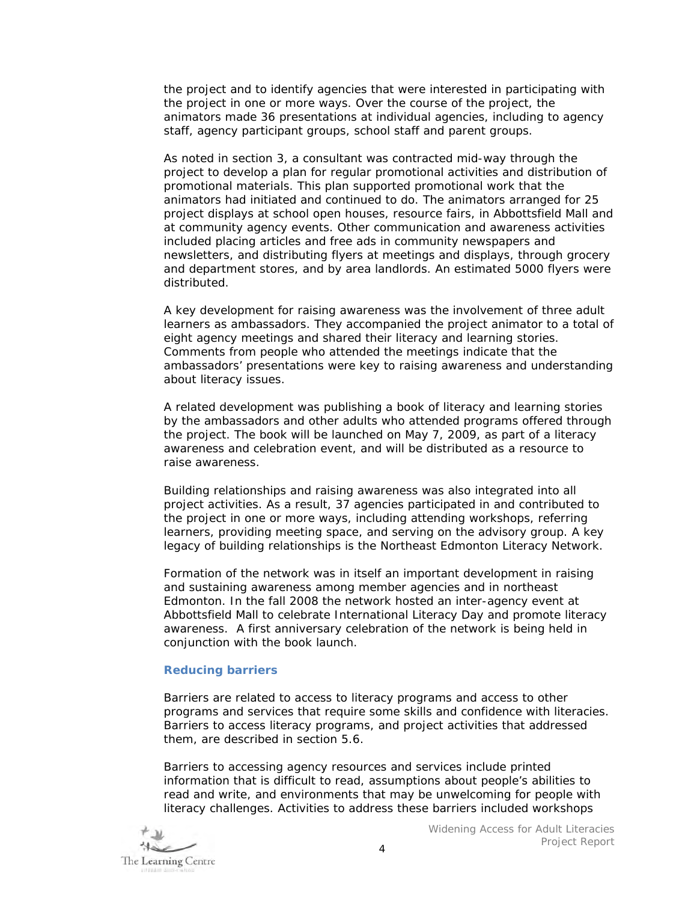the project and to identify agencies that were interested in participating with the project in one or more ways. Over the course of the project, the animators made 36 presentations at individual agencies, including to agency staff, agency participant groups, school staff and parent groups.

As noted in section 3, a consultant was contracted mid-way through the project to develop a plan for regular promotional activities and distribution of promotional materials. This plan supported promotional work that the animators had initiated and continued to do. The animators arranged for 25 project displays at school open houses, resource fairs, in Abbottsfield Mall and at community agency events. Other communication and awareness activities included placing articles and free ads in community newspapers and newsletters, and distributing flyers at meetings and displays, through grocery and department stores, and by area landlords. An estimated 5000 flyers were distributed.

A key development for raising awareness was the involvement of three adult learners as ambassadors. They accompanied the project animator to a total of eight agency meetings and shared their literacy and learning stories. Comments from people who attended the meetings indicate that the ambassadors' presentations were key to raising awareness and understanding about literacy issues.

A related development was publishing a book of literacy and learning stories by the ambassadors and other adults who attended programs offered through the project. The book will be launched on May 7, 2009, as part of a literacy awareness and celebration event, and will be distributed as a resource to raise awareness.

Building relationships and raising awareness was also integrated into all project activities. As a result, 37 agencies participated in and contributed to the project in one or more ways, including attending workshops, referring learners, providing meeting space, and serving on the advisory group. A key legacy of building relationships is the Northeast Edmonton Literacy Network.

Formation of the network was in itself an important development in raising and sustaining awareness among member agencies and in northeast Edmonton. In the fall 2008 the network hosted an inter-agency event at Abbottsfield Mall to celebrate International Literacy Day and promote literacy awareness. A first anniversary celebration of the network is being held in conjunction with the book launch.

### Reducing barriers

Barriers are related to access to literacy programs and access to other programs and services that require some skills and confidence with literacies. Barriers to access literacy programs, and project activities that addressed them, are described in section 5.6.

Barriers to accessing agency resources and services include printed information that is difficult to read, assumptions about people's abilities to read and write, and environments that may be unwelcoming for people with literacy challenges. Activities to address these barriers included workshops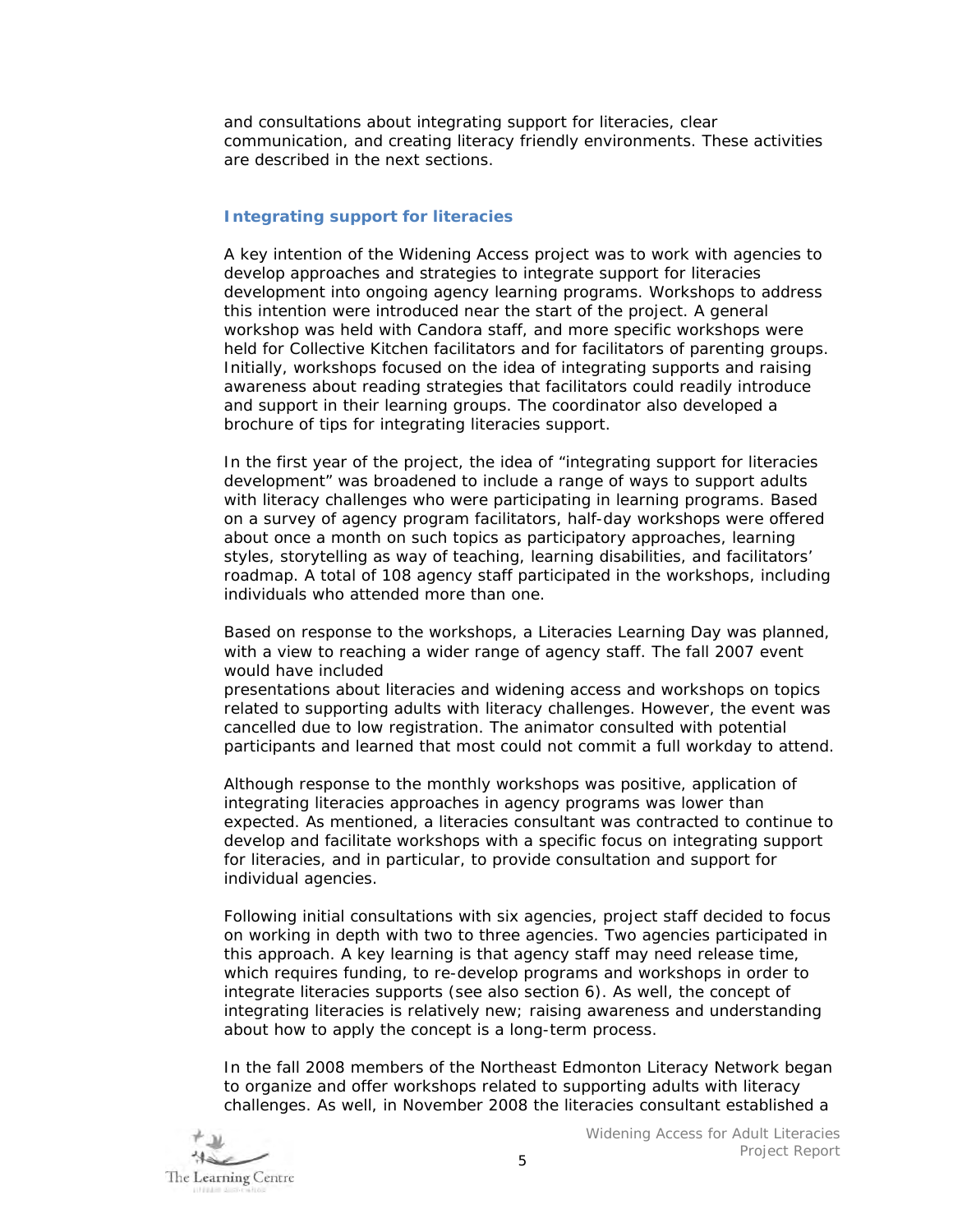and consultations about integrating support for literacies, clear communication, and creating literacy friendly environments. These activities are described in the next sections.

### Integrating support for literacies

A key intention of the Widening Access project was to work with agencies to develop approaches and strategies to integrate support for literacies development into ongoing agency learning programs. Workshops to address this intention were introduced near the start of the project. A general workshop was held with Candora staff, and more specific workshops were held for Collective Kitchen facilitators and for facilitators of parenting groups. Initially, workshops focused on the idea of integrating supports and raising awareness about reading strategies that facilitators could readily introduce and support in their learning groups. The coordinator also developed a brochure of tips for integrating literacies support.

In the first year of the project, the idea of "integrating support for literacies development" was broadened to include a range of ways to support adults with literacy challenges who were participating in learning programs. Based on a survey of agency program facilitators, half-day workshops were offered about once a month on such topics as participatory approaches, learning styles, storytelling as way of teaching, learning disabilities, and facilitators' roadmap. A total of 108 agency staff participated in the workshops, including individuals who attended more than one.

Based on response to the workshops, a Literacies Learning Day was planned, with a view to reaching a wider range of agency staff. The fall 2007 event would have included presentations about literacies and widening access and workshops on topics related to supporting adults with literacy challenges. However, the event was cancelled due to low registration. The animator consulted with potential participants and learned that most could not commit a full workday to attend.

Although response to the monthly workshops was positive, application of integrating literacies approaches in agency programs was lower than expected. As mentioned, a literacies consultant was contracted to continue to develop and facilitate workshops with a specific focus on integrating support for literacies, and in particular, to provide consultation and support for individual agencies.

Following initial consultations with six agencies, project staff decided to focus on working in depth with two to three agencies. Two agencies participated in this approach. A key learning is that agency staff may need release time, which requires funding, to re-develop programs and workshops in order to integrate literacies supports (see also section 6). As well, the concept of integrating literacies is relatively new; raising awareness and understanding about how to apply the concept is a long-term process.

In the fall 2008 members of the Northeast Edmonton Literacy Network began to organize and offer workshops related to supporting adults with literacy challenges. As well, in November 2008 the literacies consultant established a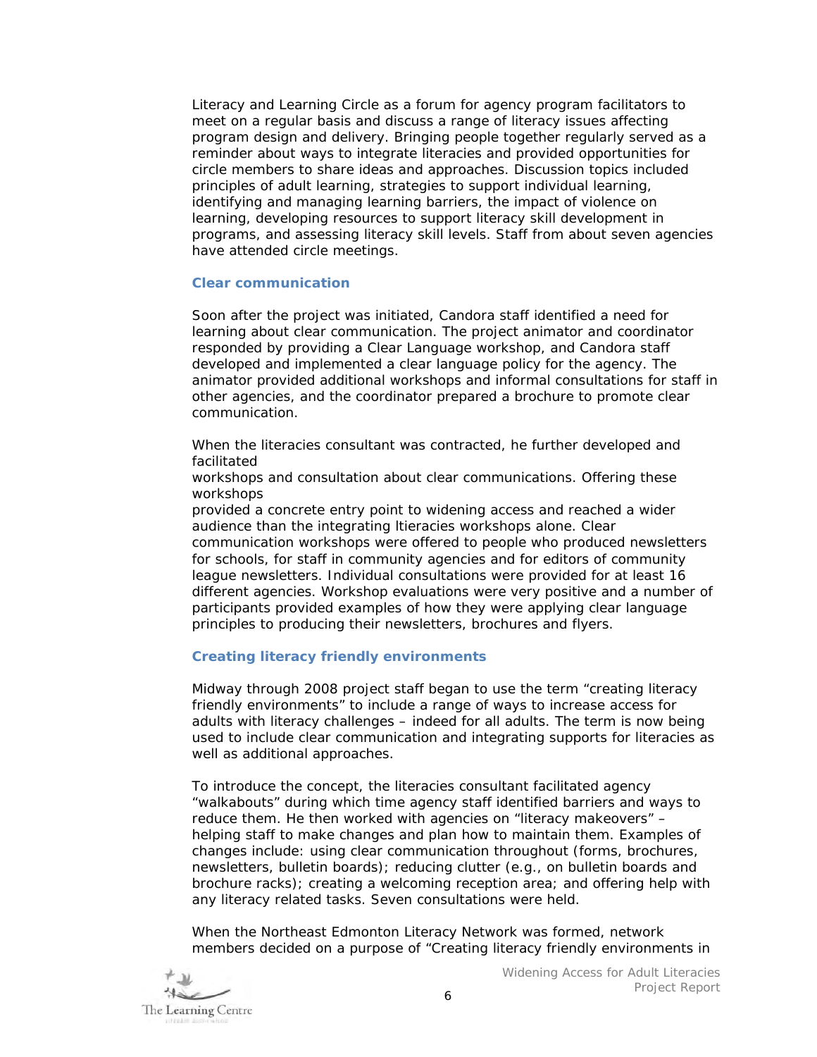Literacy and Learning Circle as a forum for agency program facilitators to meet on a regular basis and discuss a range of literacy issues affecting program design and delivery. Bringing people together regularly served as a reminder about ways to integrate literacies and provided opportunities for circle members to share ideas and approaches. Discussion topics included principles of adult learning, strategies to support individual learning, identifying and managing learning barriers, the impact of violence on learning, developing resources to support literacy skill development in programs, and assessing literacy skill levels. Staff from about seven agencies have attended circle meetings.

### Clear communication

Soon after the project was initiated, Candora staff identified a need for learning about clear communication. The project animator and coordinator responded by providing a Clear Language workshop, and Candora staff developed and implemented a clear language policy for the agency. The animator provided additional workshops and informal consultations for staff in other agencies, and the coordinator prepared a brochure to promote clear communication.

When the literacies consultant was contracted, he further developed and facilitated workshops and consultation about clear communications. Offering these workshops provided a concrete entry point to widening access and reached a wider audience than the integrating ltieracies workshops alone. Clear communication workshops were offered to people who produced newsletters for schools, for staff in community agencies and for editors of community league newsletters. Individual consultations were provided for at least 16 different agencies. Workshop evaluations were very positive and a number of participants provided examples of how they were applying clear language principles to producing their newsletters, brochures and flyers.

### Creating literacy friendly environments

Midway through 2008 project staff began to use the term "creating literacy friendly environments" to include a range of ways to increase access for adults with literacy challenges – indeed for all adults. The term is now being used to include clear communication and integrating supports for literacies as well as additional approaches.

To introduce the concept, the literacies consultant facilitated agency "walkabouts" during which time agency staff identified barriers and ways to reduce them. He then worked with agencies on "literacy makeovers" – helping staff to make changes and plan how to maintain them. Examples of changes include: using clear communication throughout (forms, brochures, newsletters, bulletin boards); reducing clutter (e.g., on bulletin boards and brochure racks); creating a welcoming reception area; and offering help with any literacy related tasks. Seven consultations were held.

When the Northeast Edmonton Literacy Network was formed, network members decided on a purpose of "Creating literacy friendly environments in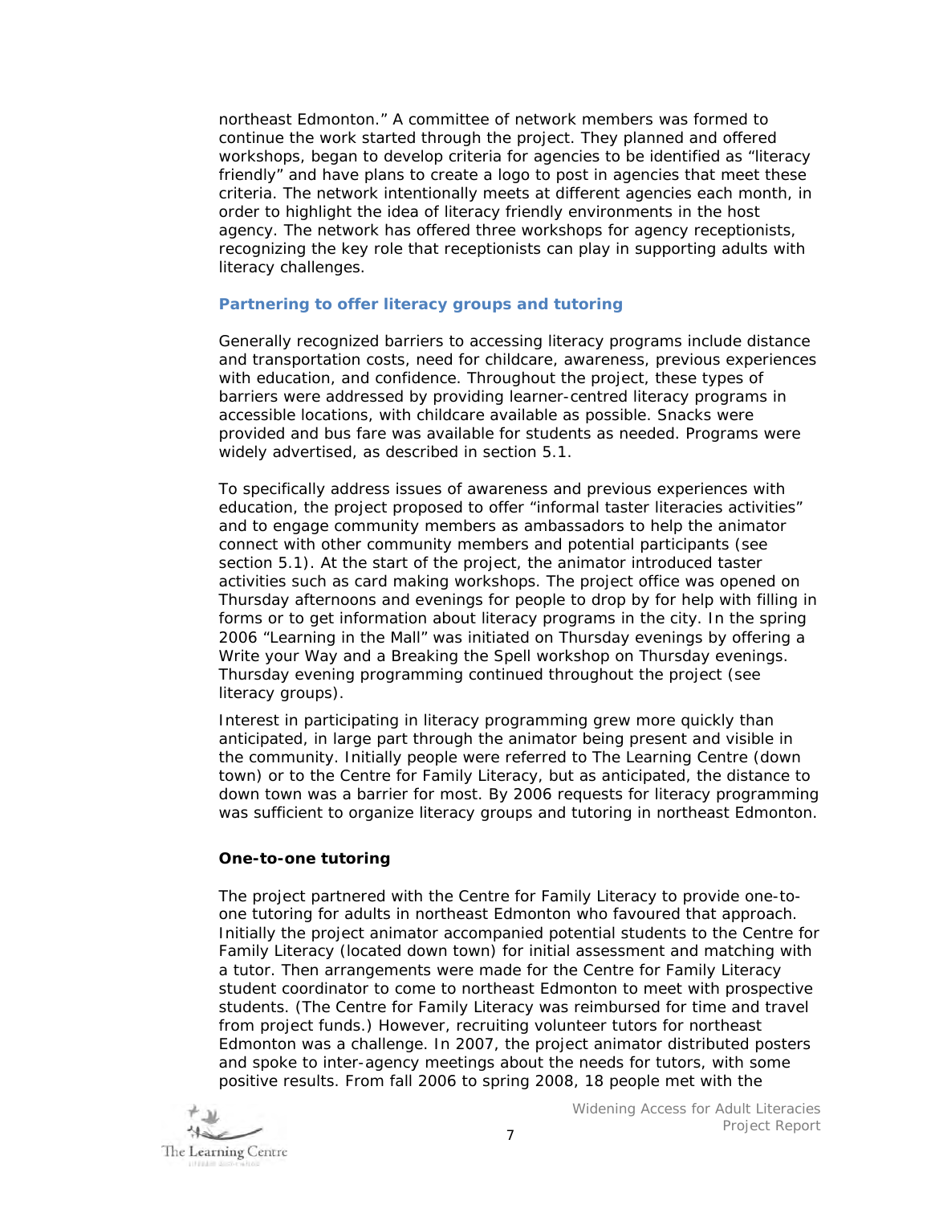northeast Edmonton." A committee of network members was formed to continue the work started through the project. They planned and offered workshops, began to develop criteria for agencies to be identified as "literacy friendly" and have plans to create a logo to post in agencies that meet these criteria. The network intentionally meets at different agencies each month, in order to highlight the idea of literacy friendly environments in the host agency. The network has offered three workshops for agency receptionists, recognizing the key role that receptionists can play in supporting adults with literacy challenges.

### Partnering to offer literacy groups and tutoring

Generally recognized barriers to accessing literacy programs include distance and transportation costs, need for childcare, awareness, previous experiences with education, and confidence. Throughout the project, these types of barriers were addressed by providing learner-centred literacy programs in accessible locations, with childcare available as possible. Snacks were provided and bus fare was available for students as needed. Programs were widely advertised, as described in section 5.1.

To specifically address issues of awareness and previous experiences with education, the project proposed to offer "informal taster literacies activities" and to engage community members as ambassadors to help the animator connect with other community members and potential participants (see section 5.1). At the start of the project, the animator introduced taster activities such as card making workshops. The project office was opened on Thursday afternoons and evenings for people to drop by for help with filling in forms or to get information about literacy programs in the city. In the spring 2006 "Learning in the Mall" was initiated on Thursday evenings by offering a Write your Way and a Breaking the Spell workshop on Thursday evenings. Thursday evening programming continued throughout the project (see literacy groups).

Interest in participating in literacy programming grew more quickly than anticipated, in large part through the animator being present and visible in the community. Initially people were referred to The Learning Centre (down town) or to the Centre for Family Literacy, but as anticipated, the distance to down town was a barrier for most. By 2006 requests for literacy programming was sufficient to organize literacy groups and tutoring in northeast Edmonton.

#### One-to-one tutoring

The project partnered with the Centre for Family Literacy to provide one-to-one tutoring for adults in northeast Edmonton who favoured that approach. Initially the project animator accompanied potential students to the Centre for Family Literacy (located down town) for initial assessment and matching with a tutor. Then arrangements were made for the Centre for Family Literacy student coordinator to come to northeast Edmonton to meet with prospective students. (The Centre for Family Literacy was reimbursed for time and travel from project funds.) However, recruiting volunteer tutors for northeast Edmonton was a challenge. In 2007, the project animator distributed posters and spoke to inter-agency meetings about the needs for tutors, with some positive results. From fall 2006 to spring 2008, 18 people met with the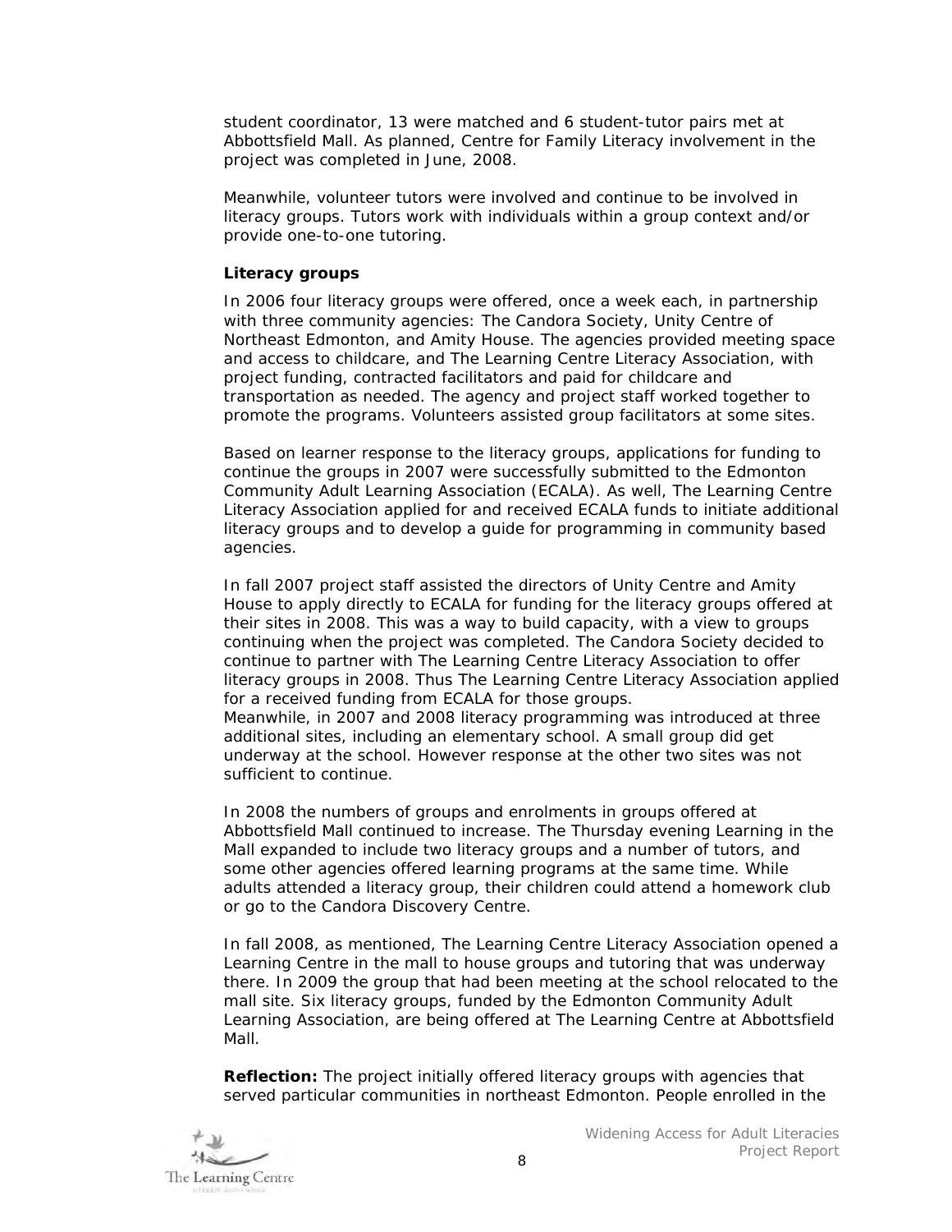student coordinator, 13 were matched and 6 student-tutor pairs met at Abbottsfield Mall. As planned, Centre for Family Literacy involvement in the project was completed in June, 2008.

Meanwhile, volunteer tutors were involved and continue to be involved in literacy groups. Tutors work with individuals within a group context and/or provide one-to-one tutoring.

**Literacy groups**

In 2006 four literacy groups were offered, once a week each, in partnership with three community agencies: The Candora Society, Unity Centre of Northeast Edmonton, and Amity House. The agencies provided meeting space and access to childcare, and The Learning Centre Literacy Association, with project funding, contracted facilitators and paid for childcare and transportation as needed. The agency and project staff worked together to promote the programs. Volunteers assisted group facilitators at some sites.

Based on learner response to the literacy groups, applications for funding to continue the groups in 2007 were successfully submitted to the Edmonton Community Adult Learning Association (ECALA). As well, The Learning Centre Literacy Association applied for and received ECALA funds to initiate additional literacy groups and to develop a guide for programming in community based agencies.

In fall 2007 project staff assisted the directors of Unity Centre and Amity House to apply directly to ECALA for funding for the literacy groups offered at their sites in 2008. This was a way to build capacity, with a view to groups continuing when the project was completed. The Candora Society decided to continue to partner with The Learning Centre Literacy Association to offer literacy groups in 2008. Thus The Learning Centre Literacy Association applied for a received funding from ECALA for those groups.
Meanwhile, in 2007 and 2008 literacy programming was introduced at three additional sites, including an elementary school. A small group did get underway at the school. However response at the other two sites was not sufficient to continue.

In 2008 the numbers of groups and enrolments in groups offered at Abbottsfield Mall continued to increase. The Thursday evening Learning in the Mall expanded to include two literacy groups and a number of tutors, and some other agencies offered learning programs at the same time. While adults attended a literacy group, their children could attend a homework club or go to the Candora Discovery Centre.

In fall 2008, as mentioned, The Learning Centre Literacy Association opened a Learning Centre in the mall to house groups and tutoring that was underway there. In 2009 the group that had been meeting at the school relocated to the mall site. Six literacy groups, funded by the Edmonton Community Adult Learning Association, are being offered at The Learning Centre at Abbottsfield Mall.

**Reflection:** The project initially offered literacy groups with agencies that served particular communities in northeast Edmonton. People enrolled in the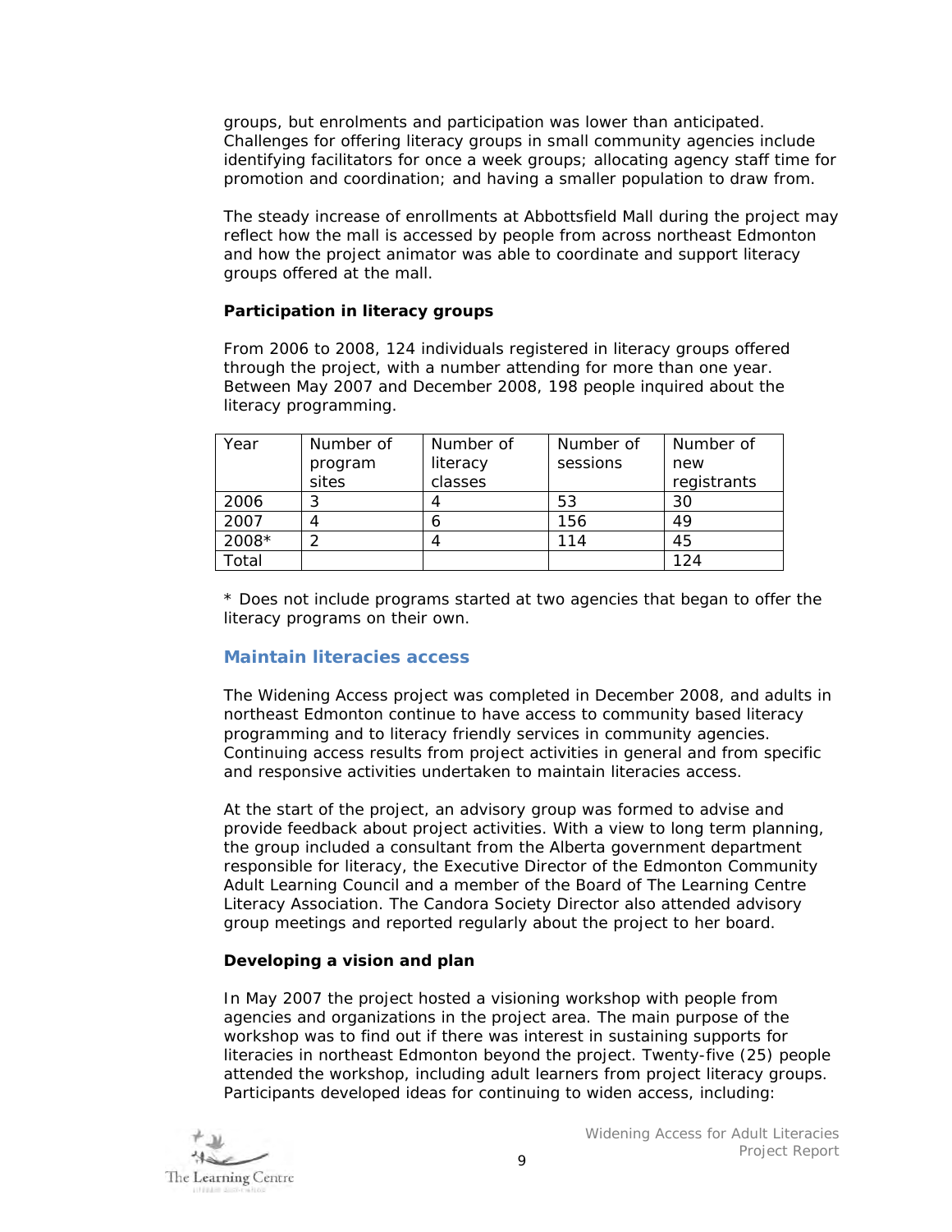groups, but enrolments and participation was lower than anticipated. Challenges for offering literacy groups in small community agencies include identifying facilitators for once a week groups; allocating agency staff time for promotion and coordination; and having a smaller population to draw from.

The steady increase of enrollments at Abbottsfield Mall during the project may reflect how the mall is accessed by people from across northeast Edmonton and how the project animator was able to coordinate and support literacy groups offered at the mall.

**Participation in literacy groups**

From 2006 to 2008, 124 individuals registered in literacy groups offered through the project, with a number attending for more than one year. Between May 2007 and December 2008, 198 people inquired about the literacy programming.

| Year | Number of program sites | Number of literacy classes | Number of sessions | Number of new registrants |
|---|---|---|---|---|
| 2006 | 3 | 4 | 53 | 30 |
| 2007 | 4 | 6 | 156 | 49 |
| 2008* | 2 | 4 | 114 | 45 |
| Total | | | | 124 |

* Does not include programs started at two agencies that began to offer the literacy programs on their own.

## Maintain literacies access

The Widening Access project was completed in December 2008, and adults in northeast Edmonton continue to have access to community based literacy programming and to literacy friendly services in community agencies. Continuing access results from project activities in general and from specific and responsive activities undertaken to maintain literacies access.

At the start of the project, an advisory group was formed to advise and provide feedback about project activities. With a view to long term planning, the group included a consultant from the Alberta government department responsible for literacy, the Executive Director of the Edmonton Community Adult Learning Council and a member of the Board of The Learning Centre Literacy Association. The Candora Society Director also attended advisory group meetings and reported regularly about the project to her board.

**Developing a vision and plan**

In May 2007 the project hosted a visioning workshop with people from agencies and organizations in the project area. The main purpose of the workshop was to find out if there was interest in sustaining supports for literacies in northeast Edmonton beyond the project. Twenty-five (25) people attended the workshop, including adult learners from project literacy groups. Participants developed ideas for continuing to widen access, including: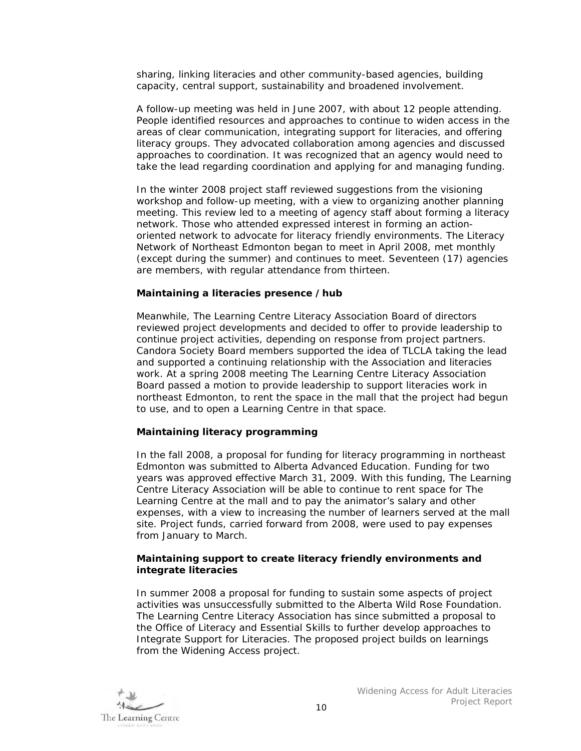sharing, linking literacies and other community-based agencies, building capacity, central support, sustainability and broadened involvement.

A follow-up meeting was held in June 2007, with about 12 people attending. People identified resources and approaches to continue to widen access in the areas of clear communication, integrating support for literacies, and offering literacy groups. They advocated collaboration among agencies and discussed approaches to coordination. It was recognized that an agency would need to take the lead regarding coordination and applying for and managing funding.

In the winter 2008 project staff reviewed suggestions from the visioning workshop and follow-up meeting, with a view to organizing another planning meeting. This review led to a meeting of agency staff about forming a literacy network. Those who attended expressed interest in forming an action-oriented network to advocate for literacy friendly environments. The Literacy Network of Northeast Edmonton began to meet in April 2008, met monthly (except during the summer) and continues to meet. Seventeen (17) agencies are members, with regular attendance from thirteen.

**Maintaining a literacies presence / hub**

Meanwhile, The Learning Centre Literacy Association Board of directors reviewed project developments and decided to offer to provide leadership to continue project activities, depending on response from project partners. Candora Society Board members supported the idea of TLCLA taking the lead and supported a continuing relationship with the Association and literacies work. At a spring 2008 meeting The Learning Centre Literacy Association Board passed a motion to provide leadership to support literacies work in northeast Edmonton, to rent the space in the mall that the project had begun to use, and to open a Learning Centre in that space.

**Maintaining literacy programming**

In the fall 2008, a proposal for funding for literacy programming in northeast Edmonton was submitted to Alberta Advanced Education. Funding for two years was approved effective March 31, 2009. With this funding, The Learning Centre Literacy Association will be able to continue to rent space for The Learning Centre at the mall and to pay the animator's salary and other expenses, with a view to increasing the number of learners served at the mall site. Project funds, carried forward from 2008, were used to pay expenses from January to March.

**Maintaining support to create literacy friendly environments and integrate literacies**

In summer 2008 a proposal for funding to sustain some aspects of project activities was unsuccessfully submitted to the Alberta Wild Rose Foundation. The Learning Centre Literacy Association has since submitted a proposal to the Office of Literacy and Essential Skills to further develop approaches to Integrate Support for Literacies. The proposed project builds on learnings from the Widening Access project.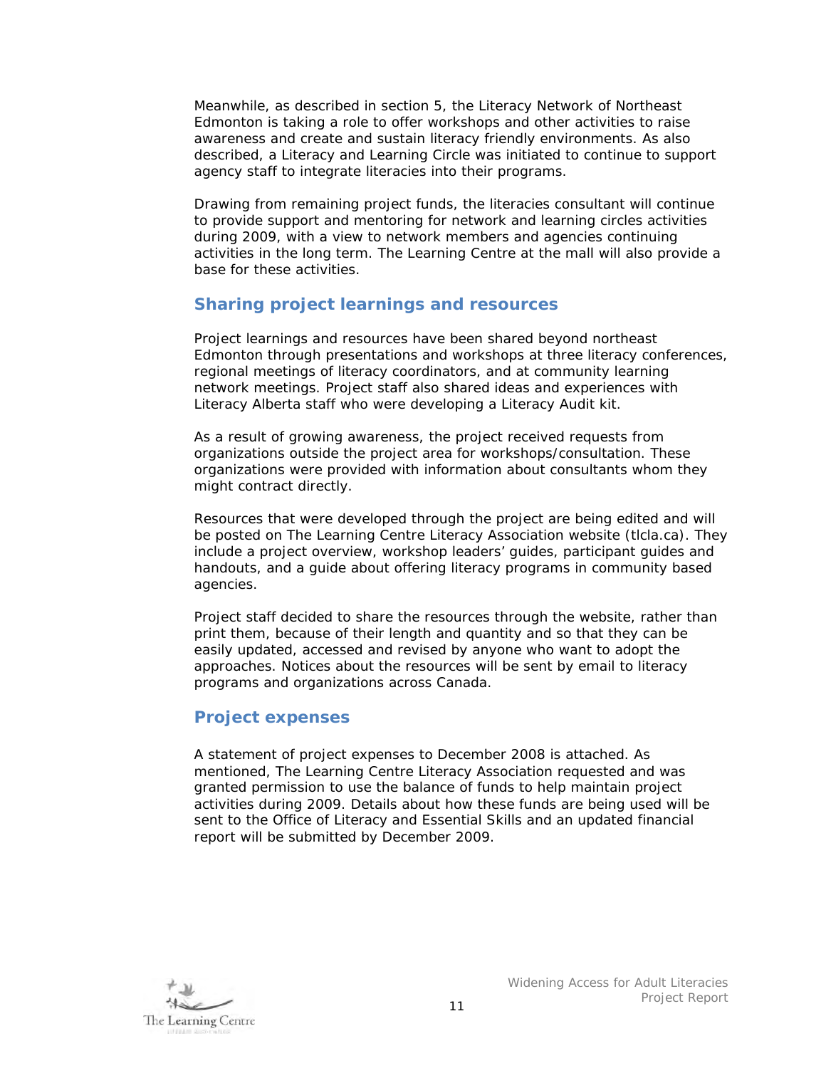Meanwhile, as described in section 5, the Literacy Network of Northeast Edmonton is taking a role to offer workshops and other activities to raise awareness and create and sustain literacy friendly environments. As also described, a Literacy and Learning Circle was initiated to continue to support agency staff to integrate literacies into their programs.

Drawing from remaining project funds, the literacies consultant will continue to provide support and mentoring for network and learning circles activities during 2009, with a view to network members and agencies continuing activities in the long term. The Learning Centre at the mall will also provide a base for these activities.

## Sharing project learnings and resources

Project learnings and resources have been shared beyond northeast Edmonton through presentations and workshops at three literacy conferences, regional meetings of literacy coordinators, and at community learning network meetings. Project staff also shared ideas and experiences with Literacy Alberta staff who were developing a Literacy Audit kit.

As a result of growing awareness, the project received requests from organizations outside the project area for workshops/consultation. These organizations were provided with information about consultants whom they might contract directly.

Resources that were developed through the project are being edited and will be posted on The Learning Centre Literacy Association website (tlcla.ca). They include a project overview, workshop leaders' guides, participant guides and handouts, and a guide about offering literacy programs in community based agencies.

Project staff decided to share the resources through the website, rather than print them, because of their length and quantity and so that they can be easily updated, accessed and revised by anyone who want to adopt the approaches. Notices about the resources will be sent by email to literacy programs and organizations across Canada.

## Project expenses

A statement of project expenses to December 2008 is attached. As mentioned, The Learning Centre Literacy Association requested and was granted permission to use the balance of funds to help maintain project activities during 2009. Details about how these funds are being used will be sent to the Office of Literacy and Essential Skills and an updated financial report will be submitted by December 2009.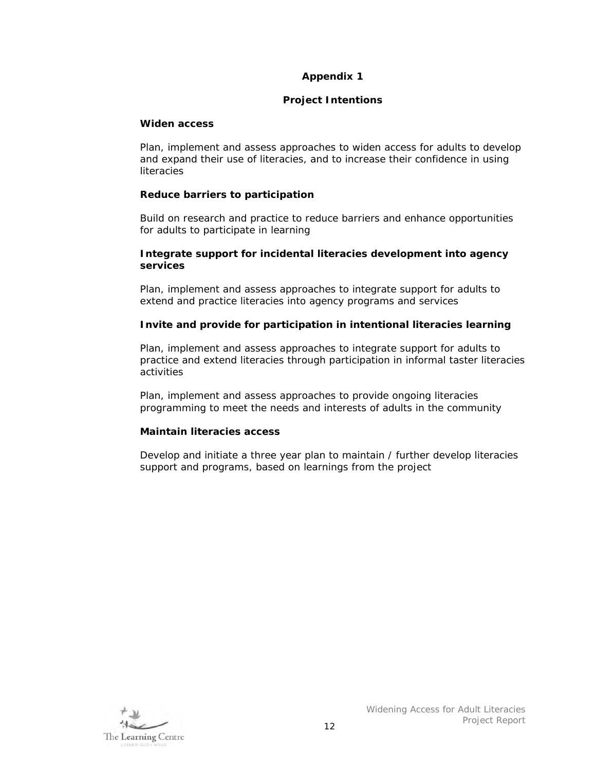# Appendix 1

## Project Intentions

### Widen access

Plan, implement and assess approaches to widen access for adults to develop and expand their use of literacies, and to increase their confidence in using literacies

### Reduce barriers to participation

Build on research and practice to reduce barriers and enhance opportunities for adults to participate in learning

### Integrate support for incidental literacies development into agency services

Plan, implement and assess approaches to integrate support for adults to extend and practice literacies into agency programs and services

### Invite and provide for participation in intentional literacies learning

Plan, implement and assess approaches to integrate support for adults to practice and extend literacies through participation in informal taster literacies activities

Plan, implement and assess approaches to provide ongoing literacies programming to meet the needs and interests of adults in the community

### Maintain literacies access

Develop and initiate a three year plan to maintain / further develop literacies support and programs, based on learnings from the project